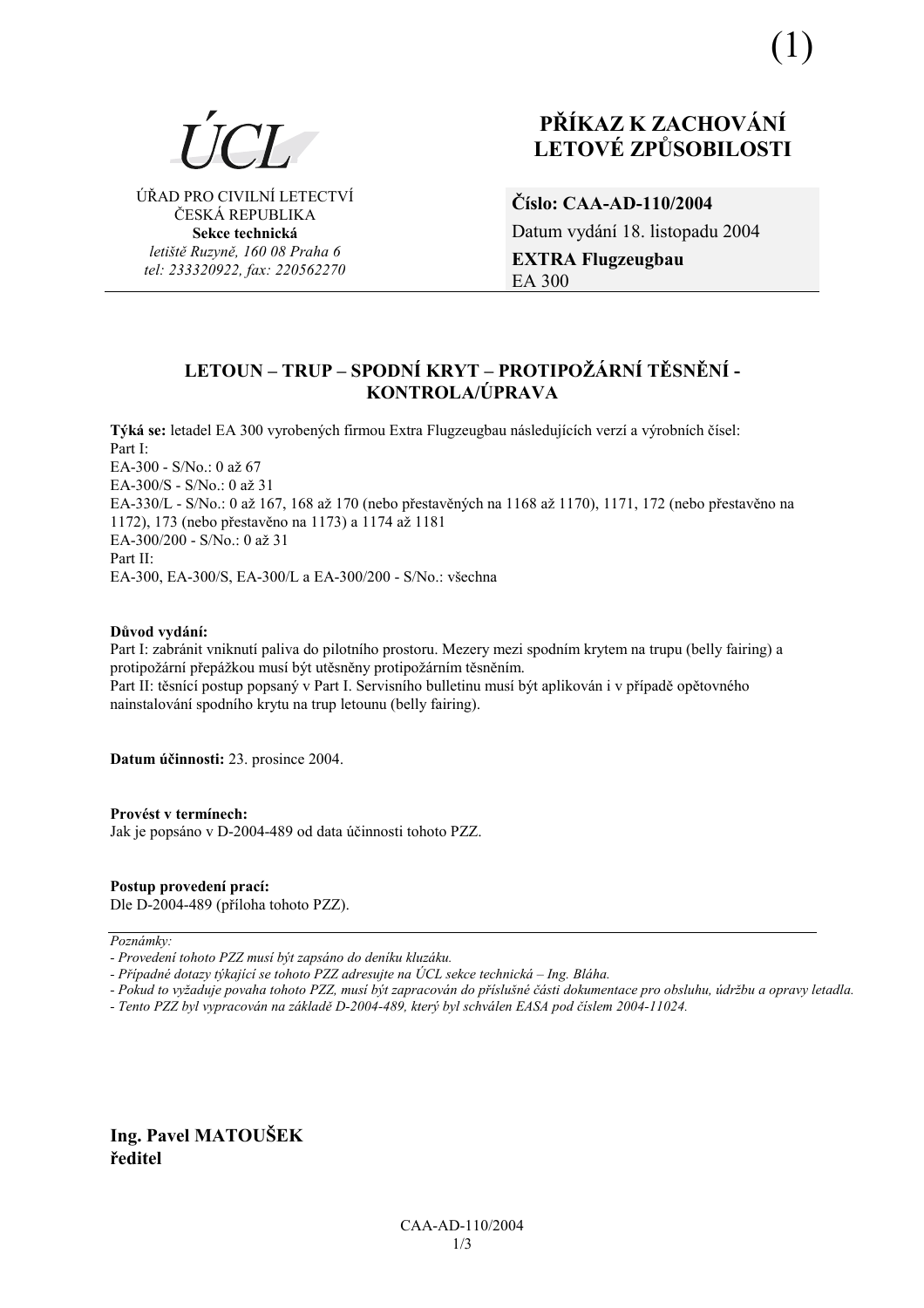(1)

ÚCL

ÚŘAD PRO CIVILNÍ LETECTVÍ
ČESKÁ REPUBLIKA
**Sekce technická**
*letiště Ruzyně, 160 08 Praha 6*
*tel: 233320922, fax: 220562270*

# PŘÍKAZ K ZACHOVÁNÍ LETOVÉ ZPŮSOBILOSTI

**Číslo: CAA-AD-110/2004**
Datum vydání 18. listopadu 2004
**EXTRA Flugzeugbau**
EA 300

## LETOUN – TRUP – SPODNÍ KRYT – PROTIPOŽÁRNÍ TĚSNĚNÍ - KONTROLA/ÚPRAVA

**Týká se:** letadel EA 300 vyrobených firmou Extra Flugzeugbau následujících verzí a výrobních čísel:
Part I:
EA-300 - S/No.: 0 až 67
EA-300/S - S/No.: 0 až 31
EA-330/L - S/No.: 0 až 167, 168 až 170 (nebo přestavěných na 1168 až 1170), 1171, 172 (nebo přestavěno na 1172), 173 (nebo přestavěno na 1173) a 1174 až 1181
EA-300/200 - S/No.: 0 až 31
Part II:
EA-300, EA-300/S, EA-300/L a EA-300/200 - S/No.: všechna

**Důvod vydání:**
Part I: zabránit vniknutí paliva do pilotního prostoru. Mezery mezi spodním krytem na trupu (belly fairing) a protipožární přepážkou musí být utěsněny protipožárním těsněním.
Part II: těsnící postup popsaný v Part I. Servisního bulletinu musí být aplikován i v případě opětovného nainstalování spodního krytu na trup letounu (belly fairing).

**Datum účinnosti:** 23. prosince 2004.

**Provést v termínech:**
Jak je popsáno v D-2004-489 od data účinnosti tohoto PZZ.

**Postup provedení prací:**
Dle D-2004-489 (příloha tohoto PZZ).

---

*Poznámky:*
*- Provedení tohoto PZZ musí být zapsáno do deníku kluzáku.*
*- Případné dotazy týkající se tohoto PZZ adresujte na ÚCL sekce technická – Ing. Bláha.*
*- Pokud to vyžaduje povaha tohoto PZZ, musí být zapracován do příslušné části dokumentace pro obsluhu, údržbu a opravy letadla.*
*- Tento PZZ byl vypracován na základě D-2004-489, který byl schválen EASA pod číslem 2004-11024.*

**Ing. Pavel MATOUŠEK**
**ředitel**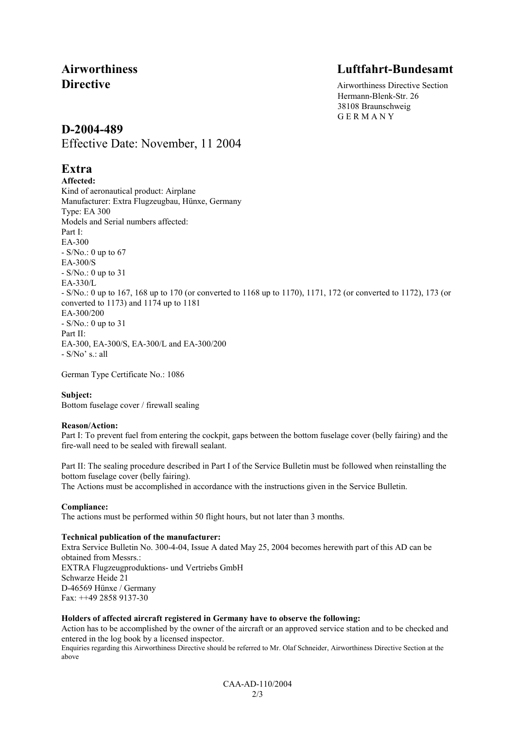# Airworthiness Directive

## Luftfahrt-Bundesamt

Airworthiness Directive Section
Hermann-Blenk-Str. 26
38108 Braunschweig
G E R M A N Y

## D-2004-489

Effective Date: November, 11 2004

## Extra

**Affected:**
Kind of aeronautical product: Airplane
Manufacturer: Extra Flugzeugbau, Hünxe, Germany
Type: EA 300
Models and Serial numbers affected:
Part I:
EA-300
- S/No.: 0 up to 67

EA-300/S
- S/No.: 0 up to 31

EA-330/L
- S/No.: 0 up to 167, 168 up to 170 (or converted to 1168 up to 1170), 1171, 172 (or converted to 1172), 173 (or converted to 1173) and 1174 up to 1181

EA-300/200
- S/No.: 0 up to 31

Part II:
EA-300, EA-300/S, EA-300/L and EA-300/200
- S/No' s.: all

German Type Certificate No.: 1086

**Subject:**
Bottom fuselage cover / firewall sealing

**Reason/Action:**
Part I: To prevent fuel from entering the cockpit, gaps between the bottom fuselage cover (belly fairing) and the fire-wall need to be sealed with firewall sealant.

Part II: The sealing procedure described in Part I of the Service Bulletin must be followed when reinstalling the bottom fuselage cover (belly fairing).
The Actions must be accomplished in accordance with the instructions given in the Service Bulletin.

**Compliance:**
The actions must be performed within 50 flight hours, but not later than 3 months.

**Technical publication of the manufacturer:**
Extra Service Bulletin No. 300-4-04, Issue A dated May 25, 2004 becomes herewith part of this AD can be obtained from Messrs.:
EXTRA Flugzeugproduktions- und Vertriebs GmbH
Schwarze Heide 21
D-46569 Hünxe / Germany
Fax: ++49 2858 9137-30

**Holders of affected aircraft registered in Germany have to observe the following:**
Action has to be accomplished by the owner of the aircraft or an approved service station and to be checked and entered in the log book by a licensed inspector.
Enquiries regarding this Airworthiness Directive should be referred to Mr. Olaf Schneider, Airworthiness Directive Section at the above

CAA-AD-110/2004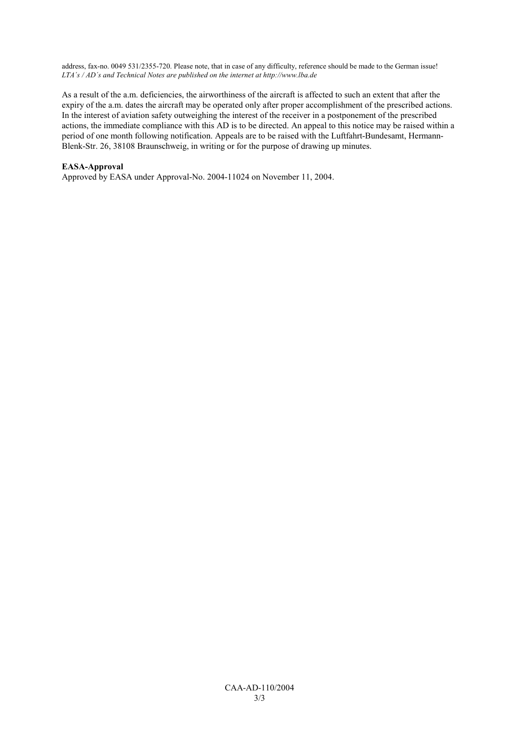address, fax-no. 0049 531/2355-720. Please note, that in case of any difficulty, reference should be made to the German issue!
*LTA´s / AD´s and Technical Notes are published on the internet at http://www.lba.de*

As a result of the a.m. deficiencies, the airworthiness of the aircraft is affected to such an extent that after the expiry of the a.m. dates the aircraft may be operated only after proper accomplishment of the prescribed actions. In the interest of aviation safety outweighing the interest of the receiver in a postponement of the prescribed actions, the immediate compliance with this AD is to be directed. An appeal to this notice may be raised within a period of one month following notification. Appeals are to be raised with the Luftfahrt-Bundesamt, Hermann-Blenk-Str. 26, 38108 Braunschweig, in writing or for the purpose of drawing up minutes.

**EASA-Approval**
Approved by EASA under Approval-No. 2004-11024 on November 11, 2004.